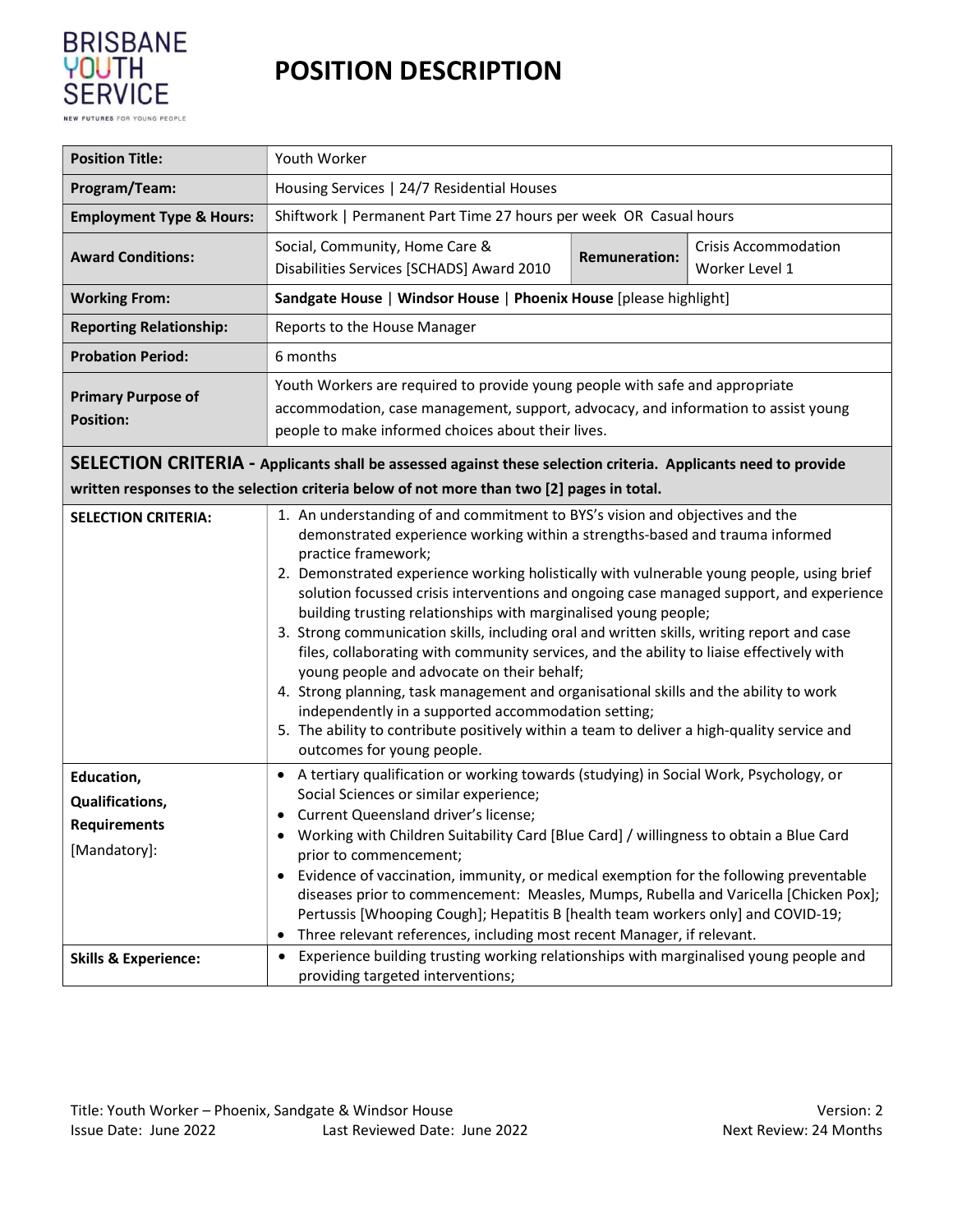BRISBANE YOUTH SERVICE

NEW FUTURES FOR YOUNG PEOPLE

# POSITION DESCRIPTION

| **Position Title:** | Youth Worker | | |
|---|---|---|---|
| **Program/Team:** | Housing Services \| 24/7 Residential Houses | | |
| **Employment Type & Hours:** | Shiftwork \| Permanent Part Time 27 hours per week OR Casual hours | | |
| **Award Conditions:** | Social, Community, Home Care & Disabilities Services [SCHADS] Award 2010 | **Remuneration:** | Crisis Accommodation Worker Level 1 |
| **Working From:** | **Sandgate House** \| **Windsor House** \| **Phoenix House** [please highlight] | | |
| **Reporting Relationship:** | Reports to the House Manager | | |
| **Probation Period:** | 6 months | | |
| **Primary Purpose of Position:** | Youth Workers are required to provide young people with safe and appropriate accommodation, case management, support, advocacy, and information to assist young people to make informed choices about their lives. | | |

**SELECTION CRITERIA - Applicants shall be assessed against these selection criteria. Applicants need to provide written responses to the selection criteria below of not more than two [2] pages in total.**

| | |
|---|---|
| **SELECTION CRITERIA:** | 1. An understanding of and commitment to BYS's vision and objectives and the demonstrated experience working within a strengths-based and trauma informed practice framework;<br>2. Demonstrated experience working holistically with vulnerable young people, using brief solution focussed crisis interventions and ongoing case managed support, and experience building trusting relationships with marginalised young people;<br>3. Strong communication skills, including oral and written skills, writing report and case files, collaborating with community services, and the ability to liaise effectively with young people and advocate on their behalf;<br>4. Strong planning, task management and organisational skills and the ability to work independently in a supported accommodation setting;<br>5. The ability to contribute positively within a team to deliver a high-quality service and outcomes for young people. |
| **Education, Qualifications, Requirements** [Mandatory]: | • A tertiary qualification or working towards (studying) in Social Work, Psychology, or Social Sciences or similar experience;<br>• Current Queensland driver's license;<br>• Working with Children Suitability Card [Blue Card] / willingness to obtain a Blue Card prior to commencement;<br>• Evidence of vaccination, immunity, or medical exemption for the following preventable diseases prior to commencement: Measles, Mumps, Rubella and Varicella [Chicken Pox]; Pertussis [Whooping Cough]; Hepatitis B [health team workers only] and COVID-19;<br>• Three relevant references, including most recent Manager, if relevant. |
| **Skills & Experience:** | • Experience building trusting working relationships with marginalised young people and providing targeted interventions; |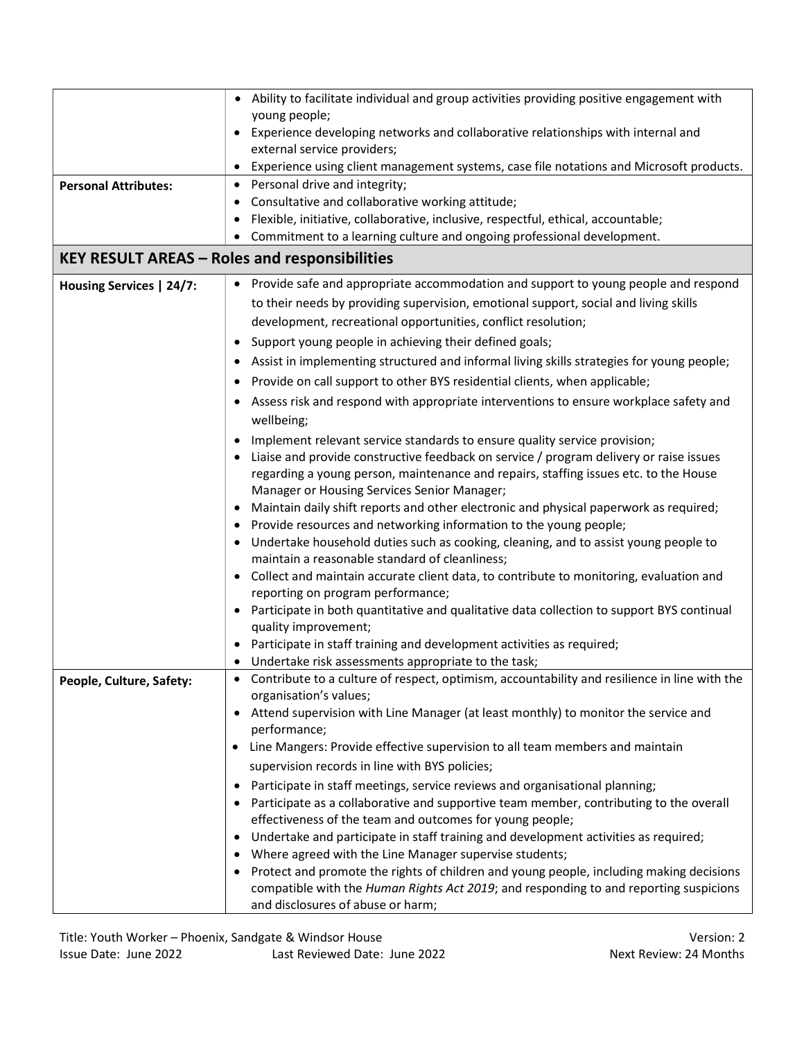| | |
|---|---|
| | • Ability to facilitate individual and group activities providing positive engagement with young people;<br>• Experience developing networks and collaborative relationships with internal and external service providers;<br>• Experience using client management systems, case file notations and Microsoft products. |
| **Personal Attributes:** | • Personal drive and integrity;<br>• Consultative and collaborative working attitude;<br>• Flexible, initiative, collaborative, inclusive, respectful, ethical, accountable;<br>• Commitment to a learning culture and ongoing professional development. |

## KEY RESULT AREAS – Roles and responsibilities

| | |
|---|---|
| **Housing Services \| 24/7:** | • Provide safe and appropriate accommodation and support to young people and respond to their needs by providing supervision, emotional support, social and living skills development, recreational opportunities, conflict resolution;<br>• Support young people in achieving their defined goals;<br>• Assist in implementing structured and informal living skills strategies for young people;<br>• Provide on call support to other BYS residential clients, when applicable;<br>• Assess risk and respond with appropriate interventions to ensure workplace safety and wellbeing;<br>• Implement relevant service standards to ensure quality service provision;<br>• Liaise and provide constructive feedback on service / program delivery or raise issues regarding a young person, maintenance and repairs, staffing issues etc. to the House Manager or Housing Services Senior Manager;<br>• Maintain daily shift reports and other electronic and physical paperwork as required;<br>• Provide resources and networking information to the young people;<br>• Undertake household duties such as cooking, cleaning, and to assist young people to maintain a reasonable standard of cleanliness;<br>• Collect and maintain accurate client data, to contribute to monitoring, evaluation and reporting on program performance;<br>• Participate in both quantitative and qualitative data collection to support BYS continual quality improvement;<br>• Participate in staff training and development activities as required;<br>• Undertake risk assessments appropriate to the task; |
| **People, Culture, Safety:** | • Contribute to a culture of respect, optimism, accountability and resilience in line with the organisation's values;<br>• Attend supervision with Line Manager (at least monthly) to monitor the service and performance;<br>• Line Mangers: Provide effective supervision to all team members and maintain supervision records in line with BYS policies;<br>• Participate in staff meetings, service reviews and organisational planning;<br>• Participate as a collaborative and supportive team member, contributing to the overall effectiveness of the team and outcomes for young people;<br>• Undertake and participate in staff training and development activities as required;<br>• Where agreed with the Line Manager supervise students;<br>• Protect and promote the rights of children and young people, including making decisions compatible with the *Human Rights Act 2019*; and responding to and reporting suspicions and disclosures of abuse or harm; |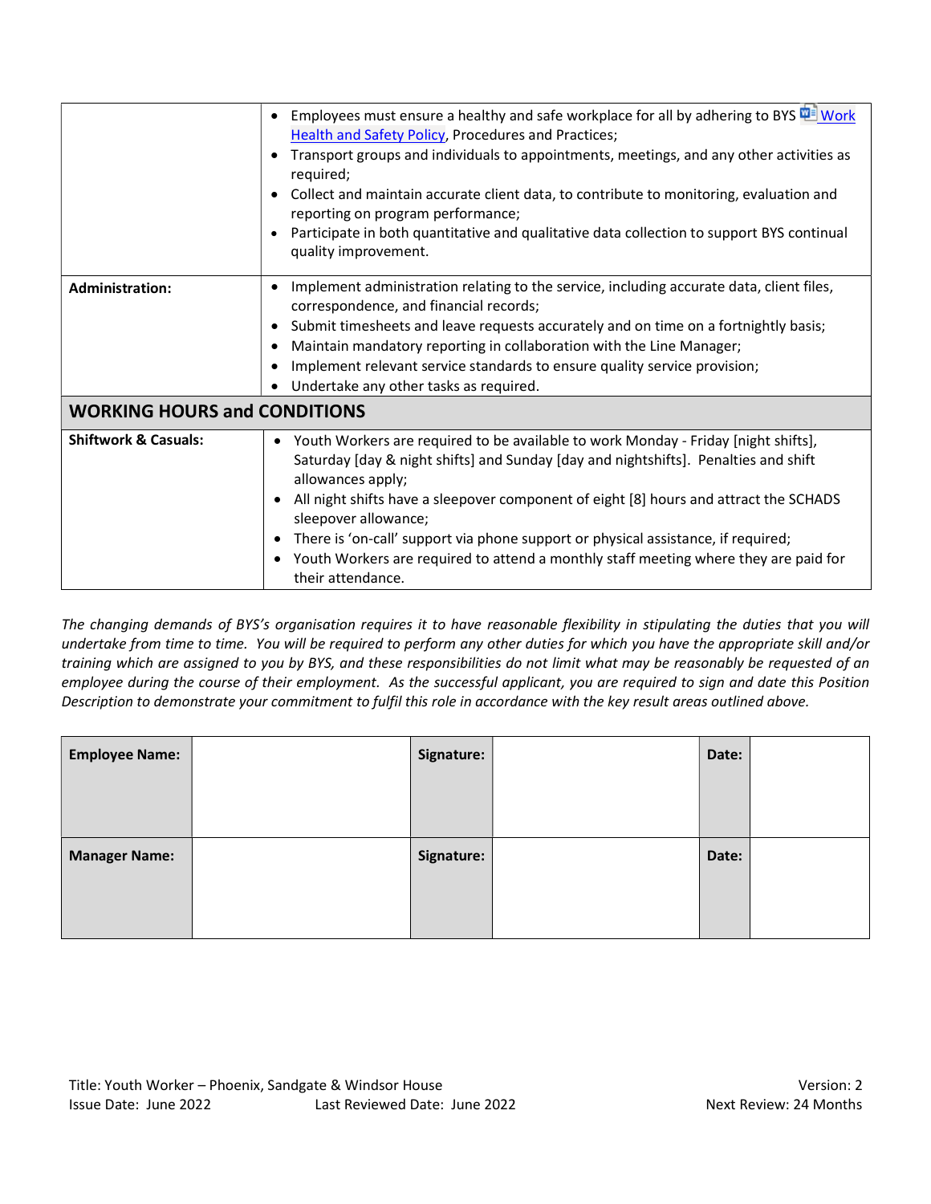| | |
|---|---|
| | • Employees must ensure a healthy and safe workplace for all by adhering to BYS Work Health and Safety Policy, Procedures and Practices;<br>• Transport groups and individuals to appointments, meetings, and any other activities as required;<br>• Collect and maintain accurate client data, to contribute to monitoring, evaluation and reporting on program performance;<br>• Participate in both quantitative and qualitative data collection to support BYS continual quality improvement. |
| **Administration:** | • Implement administration relating to the service, including accurate data, client files, correspondence, and financial records;<br>• Submit timesheets and leave requests accurately and on time on a fortnightly basis;<br>• Maintain mandatory reporting in collaboration with the Line Manager;<br>• Implement relevant service standards to ensure quality service provision;<br>• Undertake any other tasks as required. |
| **WORKING HOURS and CONDITIONS** | |
| **Shiftwork & Casuals:** | • Youth Workers are required to be available to work Monday - Friday [night shifts], Saturday [day & night shifts] and Sunday [day and nightshifts]. Penalties and shift allowances apply;<br>• All night shifts have a sleepover component of eight [8] hours and attract the SCHADS sleepover allowance;<br>• There is 'on-call' support via phone support or physical assistance, if required;<br>• Youth Workers are required to attend a monthly staff meeting where they are paid for their attendance. |

*The changing demands of BYS's organisation requires it to have reasonable flexibility in stipulating the duties that you will undertake from time to time. You will be required to perform any other duties for which you have the appropriate skill and/or training which are assigned to you by BYS, and these responsibilities do not limit what may be reasonably requested of an employee during the course of their employment. As the successful applicant, you are required to sign and date this Position Description to demonstrate your commitment to fulfil this role in accordance with the key result areas outlined above.*

| | | | | | |
|---|---|---|---|---|---|
| **Employee Name:** | | **Signature:** | | **Date:** | |
| **Manager Name:** | | **Signature:** | | **Date:** | |

Title: Youth Worker – Phoenix, Sandgate & Windsor House
Issue Date: June 2022 Last Reviewed Date: June 2022
Version: 2
Next Review: 24 Months